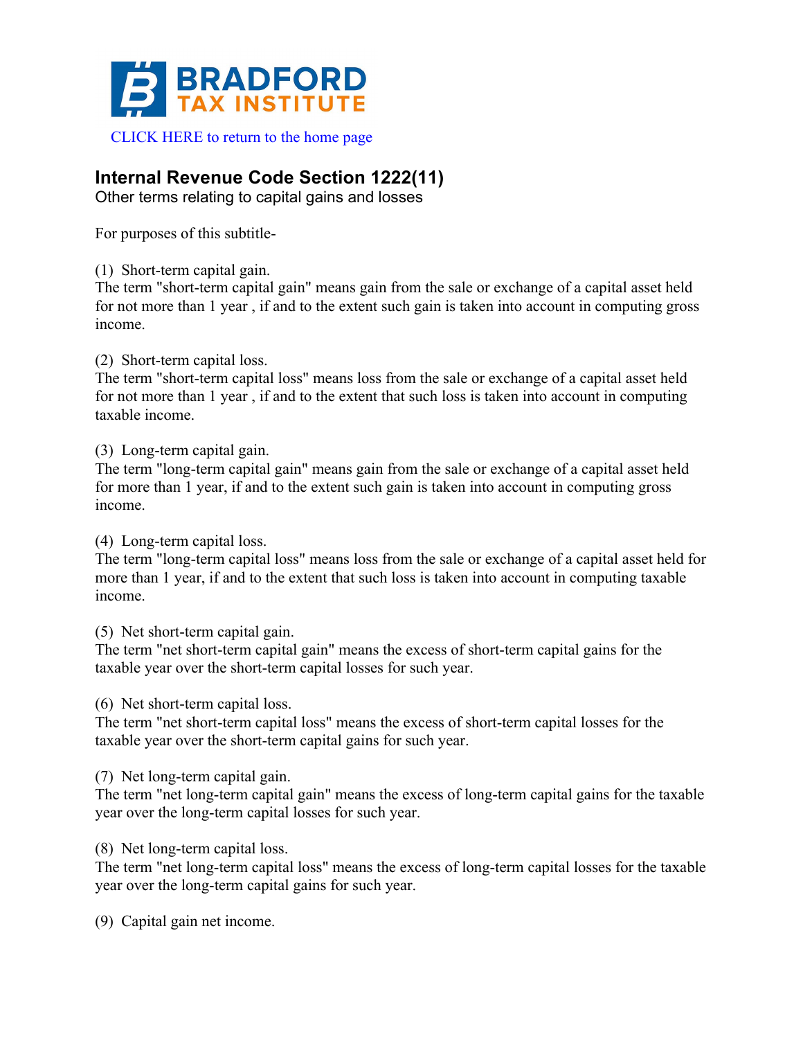BRADFORD TAX INSTITUTE

CLICK HERE to return to the home page

## Internal Revenue Code Section 1222(11)

Other terms relating to capital gains and losses

For purposes of this subtitle-

(1) Short-term capital gain.
The term "short-term capital gain" means gain from the sale or exchange of a capital asset held for not more than 1 year , if and to the extent such gain is taken into account in computing gross income.

(2) Short-term capital loss.
The term "short-term capital loss" means loss from the sale or exchange of a capital asset held for not more than 1 year , if and to the extent that such loss is taken into account in computing taxable income.

(3) Long-term capital gain.
The term "long-term capital gain" means gain from the sale or exchange of a capital asset held for more than 1 year, if and to the extent such gain is taken into account in computing gross income.

(4) Long-term capital loss.
The term "long-term capital loss" means loss from the sale or exchange of a capital asset held for more than 1 year, if and to the extent that such loss is taken into account in computing taxable income.

(5) Net short-term capital gain.
The term "net short-term capital gain" means the excess of short-term capital gains for the taxable year over the short-term capital losses for such year.

(6) Net short-term capital loss.
The term "net short-term capital loss" means the excess of short-term capital losses for the taxable year over the short-term capital gains for such year.

(7) Net long-term capital gain.
The term "net long-term capital gain" means the excess of long-term capital gains for the taxable year over the long-term capital losses for such year.

(8) Net long-term capital loss.
The term "net long-term capital loss" means the excess of long-term capital losses for the taxable year over the long-term capital gains for such year.

(9) Capital gain net income.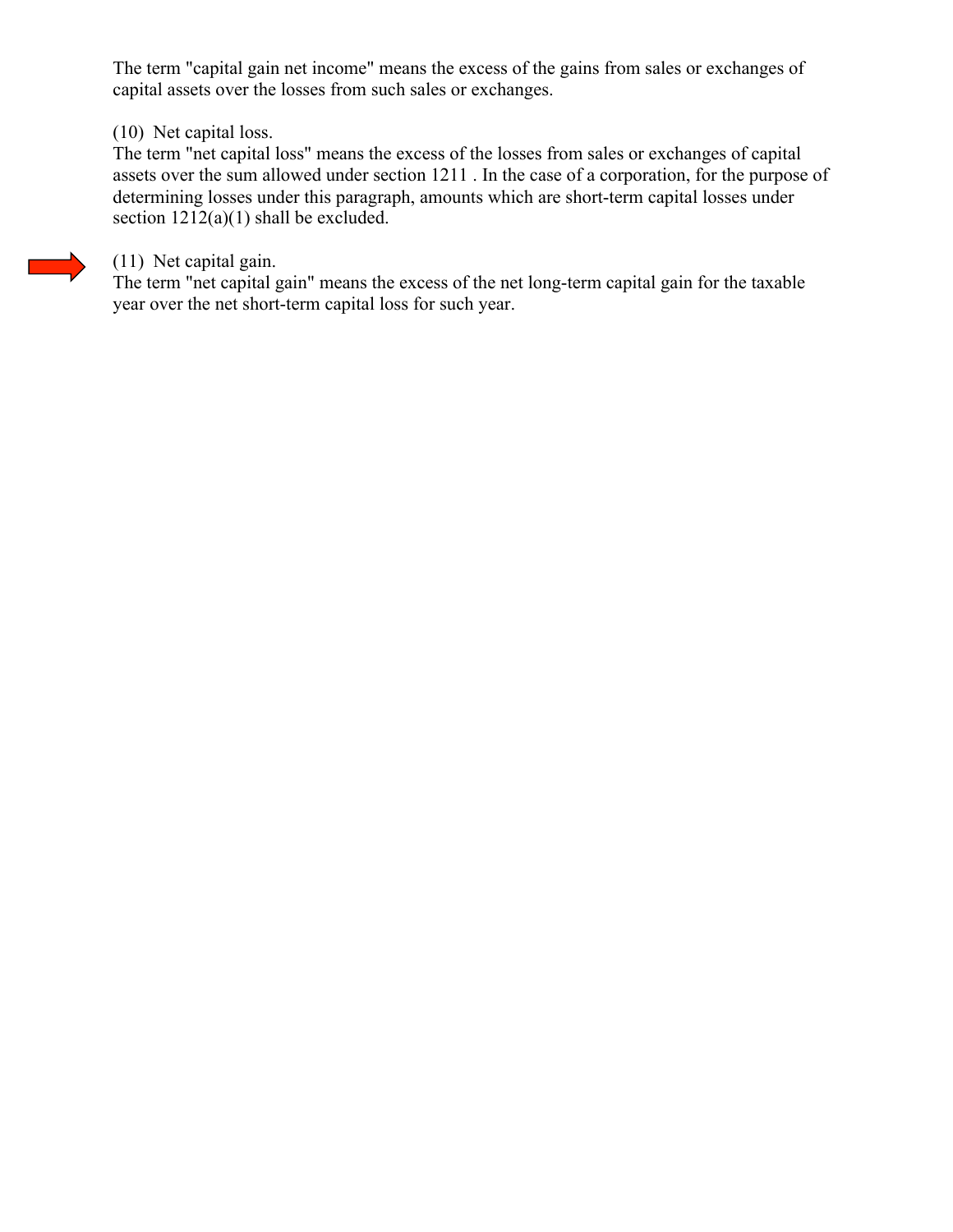The term "capital gain net income" means the excess of the gains from sales or exchanges of capital assets over the losses from such sales or exchanges.

(10) Net capital loss.
The term "net capital loss" means the excess of the losses from sales or exchanges of capital assets over the sum allowed under section 1211 . In the case of a corporation, for the purpose of determining losses under this paragraph, amounts which are short-term capital losses under section 1212(a)(1) shall be excluded.

(11) Net capital gain.
The term "net capital gain" means the excess of the net long-term capital gain for the taxable year over the net short-term capital loss for such year.